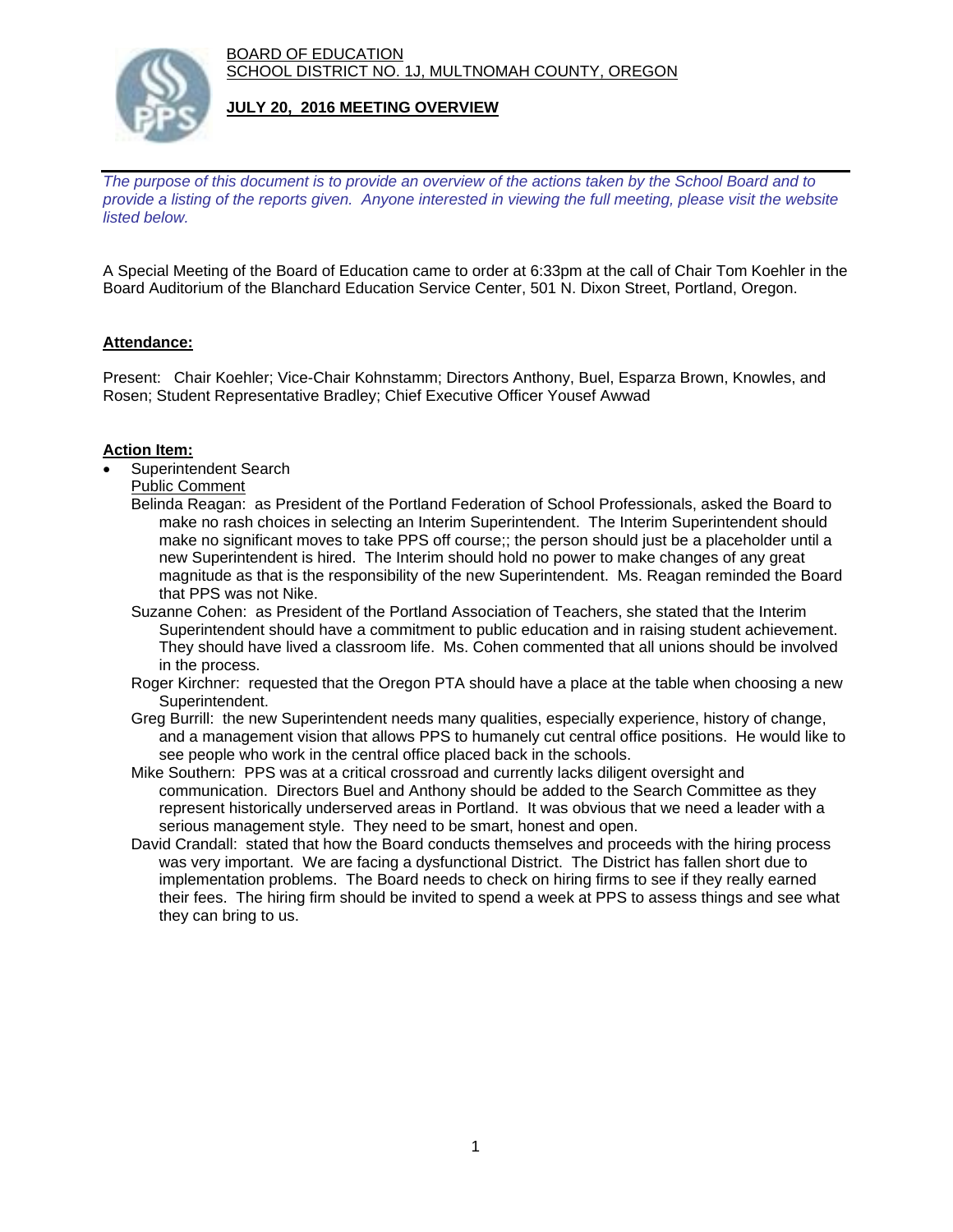BOARD OF EDUCATION
SCHOOL DISTRICT NO. 1J, MULTNOMAH COUNTY, OREGON

**JULY 20, 2016 MEETING OVERVIEW**

*The purpose of this document is to provide an overview of the actions taken by the School Board and to provide a listing of the reports given. Anyone interested in viewing the full meeting, please visit the website listed below.*

A Special Meeting of the Board of Education came to order at 6:33pm at the call of Chair Tom Koehler in the Board Auditorium of the Blanchard Education Service Center, 501 N. Dixon Street, Portland, Oregon.

**Attendance:**

Present: Chair Koehler; Vice-Chair Kohnstamm; Directors Anthony, Buel, Esparza Brown, Knowles, and Rosen; Student Representative Bradley; Chief Executive Officer Yousef Awwad

**Action Item:**

- Superintendent Search

  Public Comment

  Belinda Reagan: as President of the Portland Federation of School Professionals, asked the Board to make no rash choices in selecting an Interim Superintendent. The Interim Superintendent should make no significant moves to take PPS off course;; the person should just be a placeholder until a new Superintendent is hired. The Interim should hold no power to make changes of any great magnitude as that is the responsibility of the new Superintendent. Ms. Reagan reminded the Board that PPS was not Nike.

  Suzanne Cohen: as President of the Portland Association of Teachers, she stated that the Interim Superintendent should have a commitment to public education and in raising student achievement. They should have lived a classroom life. Ms. Cohen commented that all unions should be involved in the process.

  Roger Kirchner: requested that the Oregon PTA should have a place at the table when choosing a new Superintendent.

  Greg Burrill: the new Superintendent needs many qualities, especially experience, history of change, and a management vision that allows PPS to humanely cut central office positions. He would like to see people who work in the central office placed back in the schools.

  Mike Southern: PPS was at a critical crossroad and currently lacks diligent oversight and communication. Directors Buel and Anthony should be added to the Search Committee as they represent historically underserved areas in Portland. It was obvious that we need a leader with a serious management style. They need to be smart, honest and open.

  David Crandall: stated that how the Board conducts themselves and proceeds with the hiring process was very important. We are facing a dysfunctional District. The District has fallen short due to implementation problems. The Board needs to check on hiring firms to see if they really earned their fees. The hiring firm should be invited to spend a week at PPS to assess things and see what they can bring to us.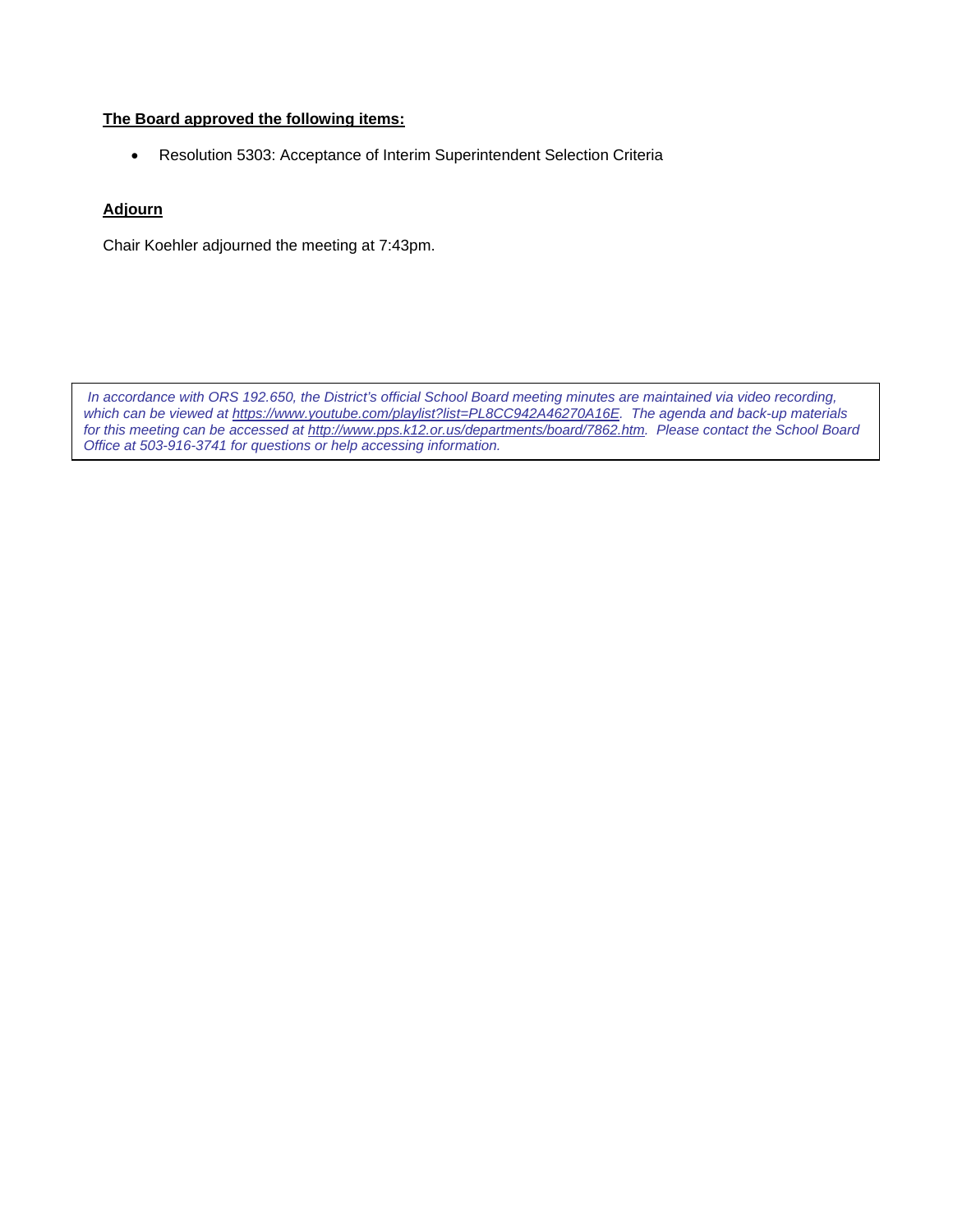**The Board approved the following items:**

- Resolution 5303: Acceptance of Interim Superintendent Selection Criteria

**Adjourn**

Chair Koehler adjourned the meeting at 7:43pm.

*In accordance with ORS 192.650, the District's official School Board meeting minutes are maintained via video recording, which can be viewed at https://www.youtube.com/playlist?list=PL8CC942A46270A16E. The agenda and back-up materials for this meeting can be accessed at http://www.pps.k12.or.us/departments/board/7862.htm. Please contact the School Board Office at 503-916-3741 for questions or help accessing information.*